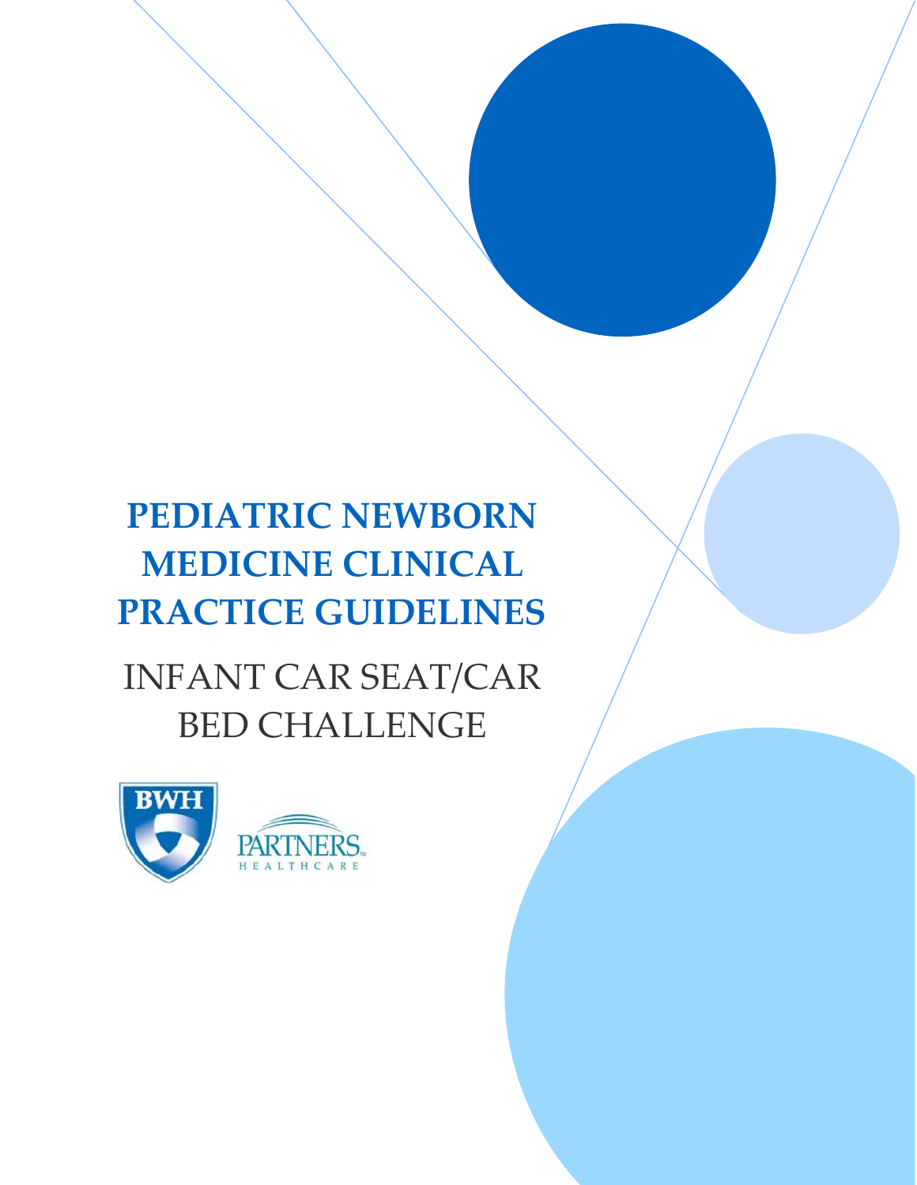# PEDIATRIC NEWBORN MEDICINE CLINICAL PRACTICE GUIDELINES

## INFANT CAR SEAT/CAR BED CHALLENGE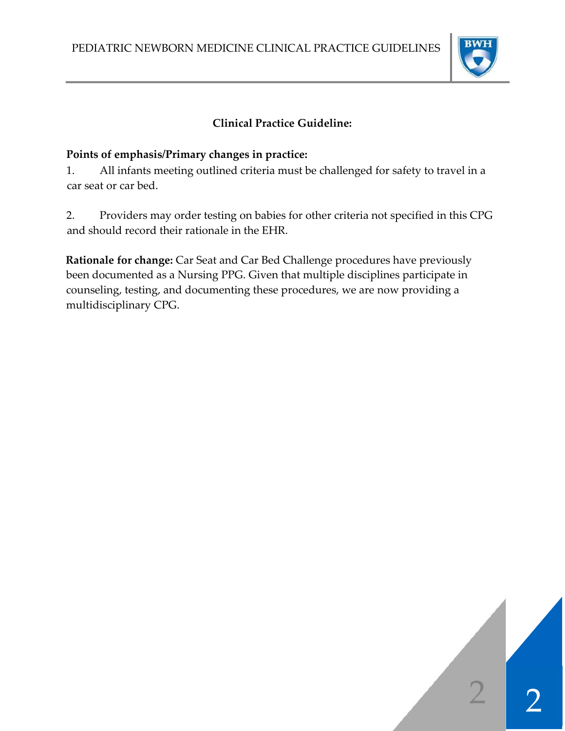## Clinical Practice Guideline:

**Points of emphasis/Primary changes in practice:**

1. All infants meeting outlined criteria must be challenged for safety to travel in a car seat or car bed.

2. Providers may order testing on babies for other criteria not specified in this CPG and should record their rationale in the EHR.

**Rationale for change:** Car Seat and Car Bed Challenge procedures have previously been documented as a Nursing PPG. Given that multiple disciplines participate in counseling, testing, and documenting these procedures, we are now providing a multidisciplinary CPG.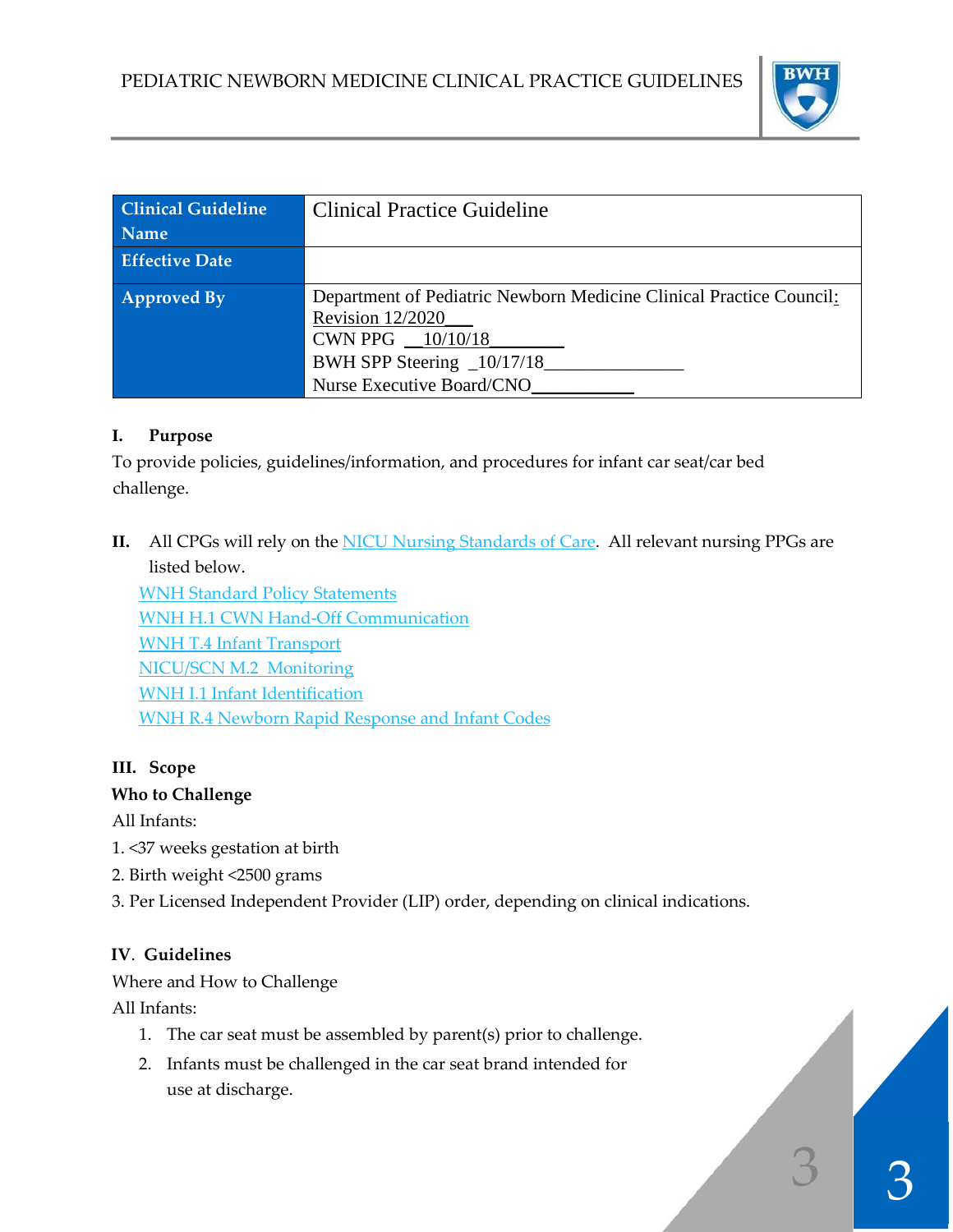| Clinical Guideline Name | Clinical Practice Guideline |
|---|---|
| Effective Date | |
| Approved By | Department of Pediatric Newborn Medicine Clinical Practice Council: Revision 12/2020___<br>CWN PPG __10/10/18________<br>BWH SPP Steering _10/17/18_______________<br>Nurse Executive Board/CNO___________ |

**I. Purpose**

To provide policies, guidelines/information, and procedures for infant car seat/car bed challenge.

**II.** All CPGs will rely on the NICU Nursing Standards of Care. All relevant nursing PPGs are listed below.

WNH Standard Policy Statements
WNH H.1 CWN Hand-Off Communication
WNH T.4 Infant Transport
NICU/SCN M.2 Monitoring
WNH I.1 Infant Identification
WNH R.4 Newborn Rapid Response and Infant Codes

**III. Scope**

**Who to Challenge**

All Infants:

1. <37 weeks gestation at birth
2. Birth weight <2500 grams
3. Per Licensed Independent Provider (LIP) order, depending on clinical indications.

**IV. Guidelines**

Where and How to Challenge

All Infants:

1. The car seat must be assembled by parent(s) prior to challenge.
2. Infants must be challenged in the car seat brand intended for use at discharge.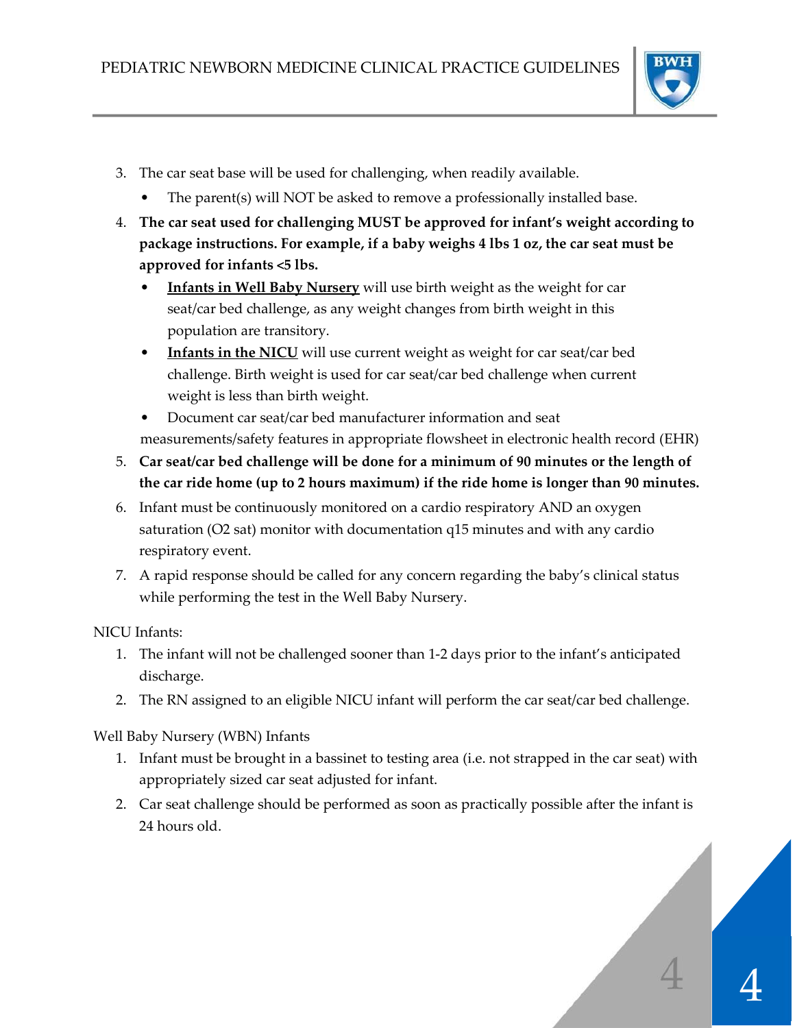3. The car seat base will be used for challenging, when readily available.
    - The parent(s) will NOT be asked to remove a professionally installed base.
4. **The car seat used for challenging MUST be approved for infant's weight according to package instructions. For example, if a baby weighs 4 lbs 1 oz, the car seat must be approved for infants <5 lbs.**
    - <u>**Infants in Well Baby Nursery**</u> will use birth weight as the weight for car seat/car bed challenge, as any weight changes from birth weight in this population are transitory.
    - <u>**Infants in the NICU**</u> will use current weight as weight for car seat/car bed challenge. Birth weight is used for car seat/car bed challenge when current weight is less than birth weight.
    - Document car seat/car bed manufacturer information and seat measurements/safety features in appropriate flowsheet in electronic health record (EHR)
5. **Car seat/car bed challenge will be done for a minimum of 90 minutes or the length of the car ride home (up to 2 hours maximum) if the ride home is longer than 90 minutes.**
6. Infant must be continuously monitored on a cardio respiratory AND an oxygen saturation (O2 sat) monitor with documentation q15 minutes and with any cardio respiratory event.
7. A rapid response should be called for any concern regarding the baby's clinical status while performing the test in the Well Baby Nursery.

NICU Infants:

1. The infant will not be challenged sooner than 1-2 days prior to the infant's anticipated discharge.
2. The RN assigned to an eligible NICU infant will perform the car seat/car bed challenge.

Well Baby Nursery (WBN) Infants

1. Infant must be brought in a bassinet to testing area (i.e. not strapped in the car seat) with appropriately sized car seat adjusted for infant.
2. Car seat challenge should be performed as soon as practically possible after the infant is 24 hours old.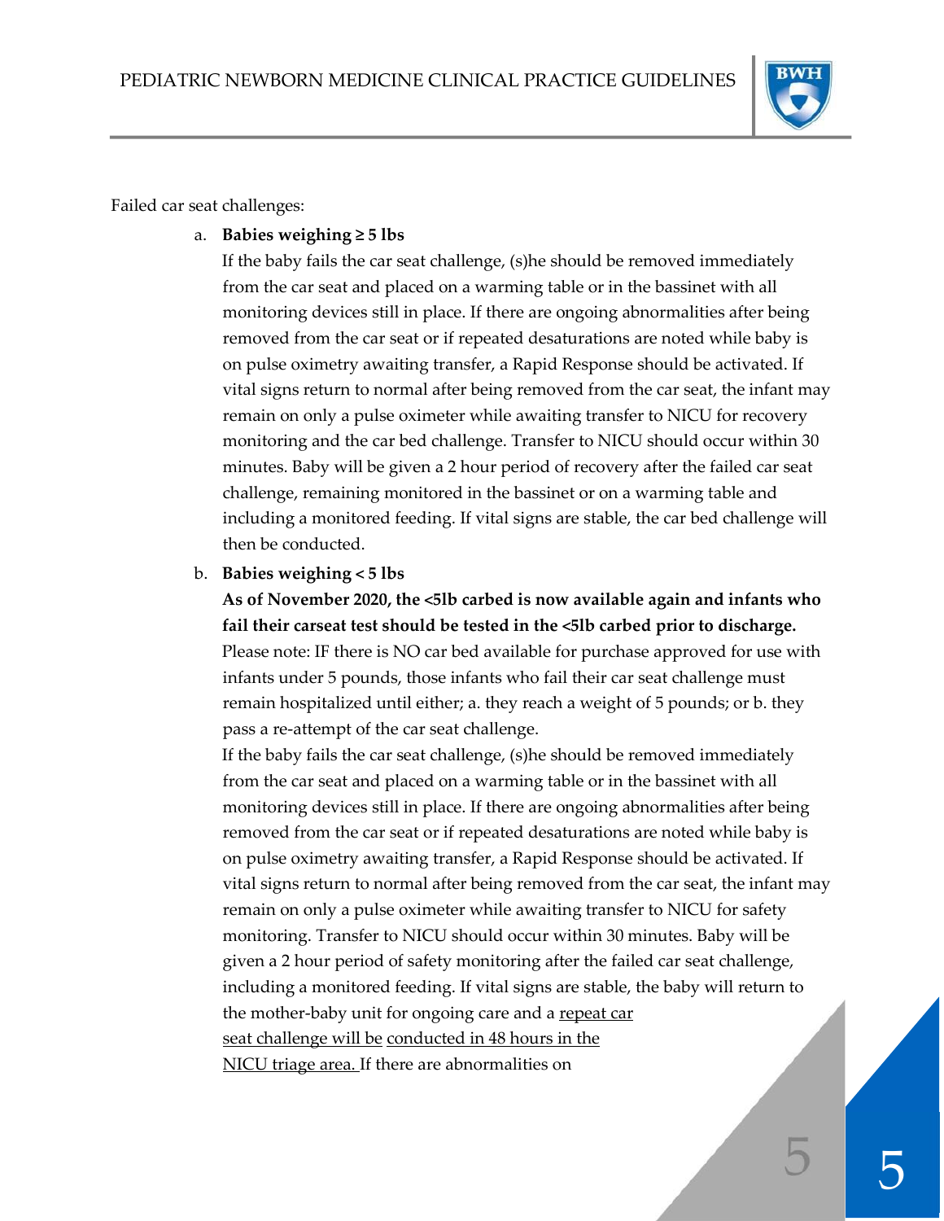Failed car seat challenges:

a. **Babies weighing ≥ 5 lbs**

If the baby fails the car seat challenge, (s)he should be removed immediately from the car seat and placed on a warming table or in the bassinet with all monitoring devices still in place. If there are ongoing abnormalities after being removed from the car seat or if repeated desaturations are noted while baby is on pulse oximetry awaiting transfer, a Rapid Response should be activated. If vital signs return to normal after being removed from the car seat, the infant may remain on only a pulse oximeter while awaiting transfer to NICU for recovery monitoring and the car bed challenge. Transfer to NICU should occur within 30 minutes. Baby will be given a 2 hour period of recovery after the failed car seat challenge, remaining monitored in the bassinet or on a warming table and including a monitored feeding. If vital signs are stable, the car bed challenge will then be conducted.

b. **Babies weighing < 5 lbs**

**As of November 2020, the <5lb carbed is now available again and infants who fail their carseat test should be tested in the <5lb carbed prior to discharge.**

Please note: IF there is NO car bed available for purchase approved for use with infants under 5 pounds, those infants who fail their car seat challenge must remain hospitalized until either; a. they reach a weight of 5 pounds; or b. they pass a re-attempt of the car seat challenge.

If the baby fails the car seat challenge, (s)he should be removed immediately from the car seat and placed on a warming table or in the bassinet with all monitoring devices still in place. If there are ongoing abnormalities after being removed from the car seat or if repeated desaturations are noted while baby is on pulse oximetry awaiting transfer, a Rapid Response should be activated. If vital signs return to normal after being removed from the car seat, the infant may remain on only a pulse oximeter while awaiting transfer to NICU for safety monitoring. Transfer to NICU should occur within 30 minutes. Baby will be given a 2 hour period of safety monitoring after the failed car seat challenge, including a monitored feeding. If vital signs are stable, the baby will return to the mother-baby unit for ongoing care and a <u>repeat car seat challenge will be</u> <u>conducted in 48 hours in the NICU triage area.</u> If there are abnormalities on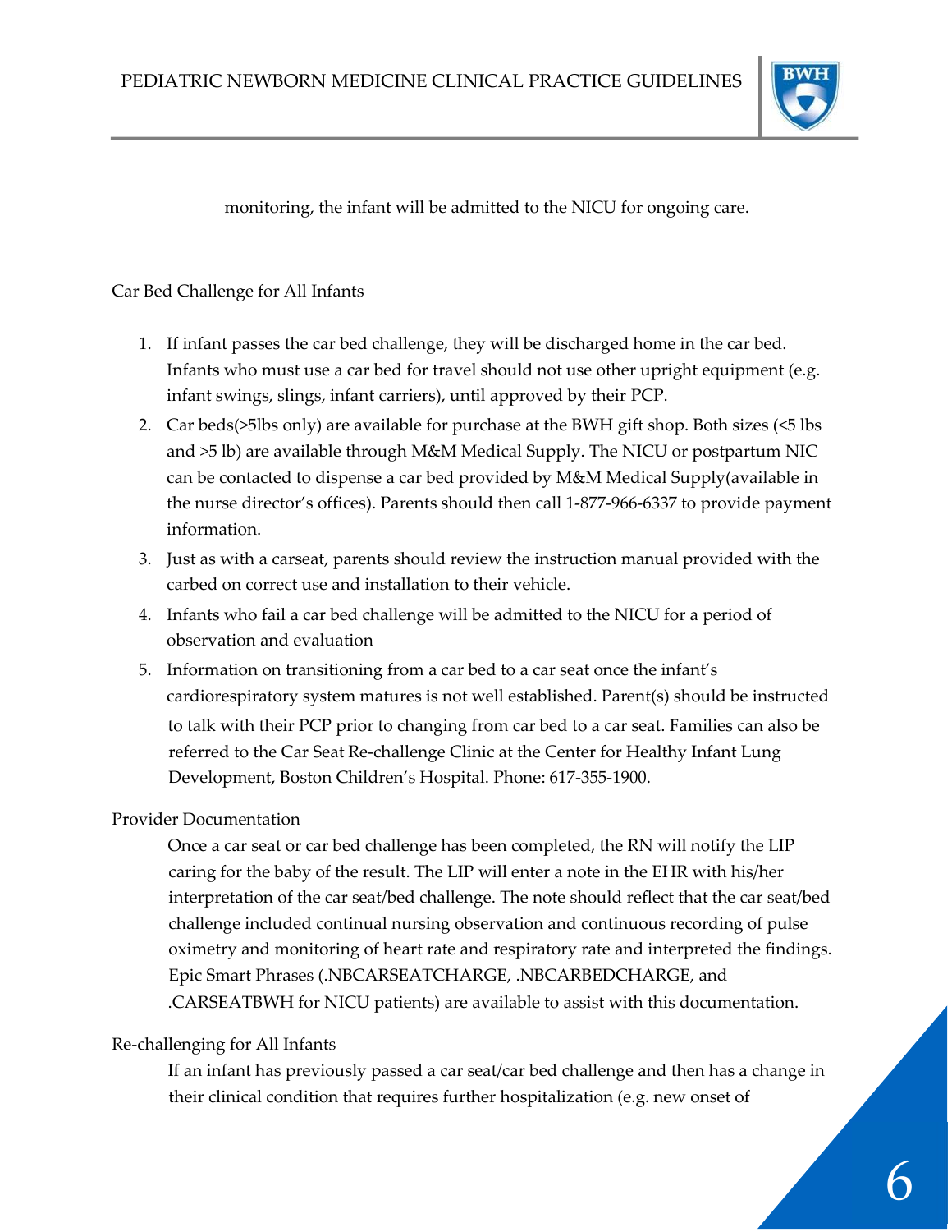monitoring, the infant will be admitted to the NICU for ongoing care.

## Car Bed Challenge for All Infants

1. If infant passes the car bed challenge, they will be discharged home in the car bed. Infants who must use a car bed for travel should not use other upright equipment (e.g. infant swings, slings, infant carriers), until approved by their PCP.
2. Car beds(>5lbs only) are available for purchase at the BWH gift shop. Both sizes (<5 lbs and >5 lb) are available through M&M Medical Supply. The NICU or postpartum NIC can be contacted to dispense a car bed provided by M&M Medical Supply(available in the nurse director's offices). Parents should then call 1-877-966-6337 to provide payment information.
3. Just as with a carseat, parents should review the instruction manual provided with the carbed on correct use and installation to their vehicle.
4. Infants who fail a car bed challenge will be admitted to the NICU for a period of observation and evaluation
5. Information on transitioning from a car bed to a car seat once the infant's cardiorespiratory system matures is not well established. Parent(s) should be instructed to talk with their PCP prior to changing from car bed to a car seat. Families can also be referred to the Car Seat Re-challenge Clinic at the Center for Healthy Infant Lung Development, Boston Children's Hospital. Phone: 617-355-1900.

## Provider Documentation

Once a car seat or car bed challenge has been completed, the RN will notify the LIP caring for the baby of the result. The LIP will enter a note in the EHR with his/her interpretation of the car seat/bed challenge. The note should reflect that the car seat/bed challenge included continual nursing observation and continuous recording of pulse oximetry and monitoring of heart rate and respiratory rate and interpreted the findings. Epic Smart Phrases (.NBCARSEATCHARGE, .NBCARBEDCHARGE, and .CARSEATBWH for NICU patients) are available to assist with this documentation.

## Re-challenging for All Infants

If an infant has previously passed a car seat/car bed challenge and then has a change in their clinical condition that requires further hospitalization (e.g. new onset of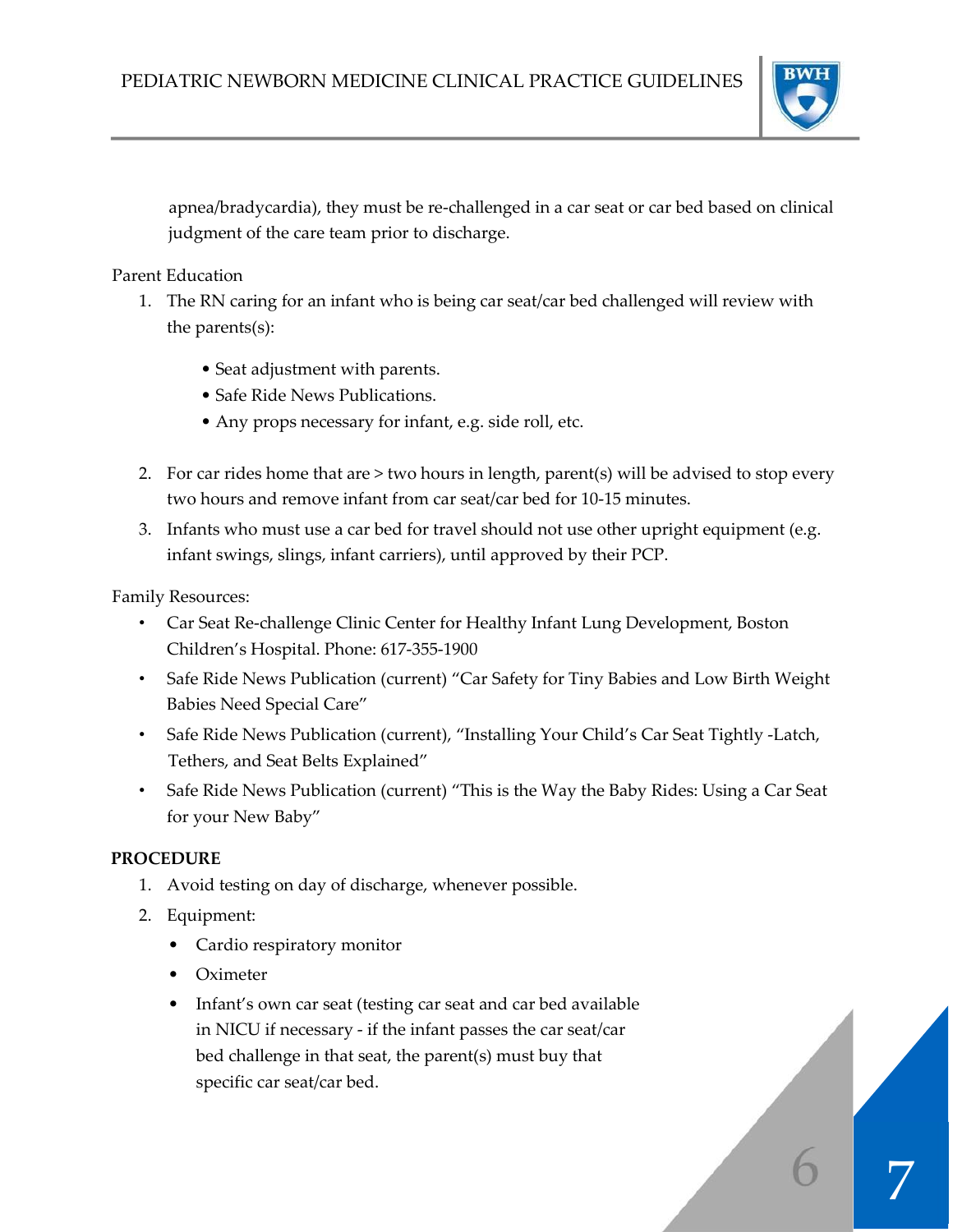apnea/bradycardia), they must be re-challenged in a car seat or car bed based on clinical judgment of the care team prior to discharge.

Parent Education

1. The RN caring for an infant who is being car seat/car bed challenged will review with the parents(s):
   - Seat adjustment with parents.
   - Safe Ride News Publications.
   - Any props necessary for infant, e.g. side roll, etc.
2. For car rides home that are > two hours in length, parent(s) will be advised to stop every two hours and remove infant from car seat/car bed for 10-15 minutes.
3. Infants who must use a car bed for travel should not use other upright equipment (e.g. infant swings, slings, infant carriers), until approved by their PCP.

Family Resources:

- Car Seat Re-challenge Clinic Center for Healthy Infant Lung Development, Boston Children's Hospital. Phone: 617-355-1900
- Safe Ride News Publication (current) "Car Safety for Tiny Babies and Low Birth Weight Babies Need Special Care"
- Safe Ride News Publication (current), "Installing Your Child's Car Seat Tightly -Latch, Tethers, and Seat Belts Explained"
- Safe Ride News Publication (current) "This is the Way the Baby Rides: Using a Car Seat for your New Baby"

**PROCEDURE**

1. Avoid testing on day of discharge, whenever possible.
2. Equipment:
   - Cardio respiratory monitor
   - Oximeter
   - Infant's own car seat (testing car seat and car bed available in NICU if necessary - if the infant passes the car seat/car bed challenge in that seat, the parent(s) must buy that specific car seat/car bed.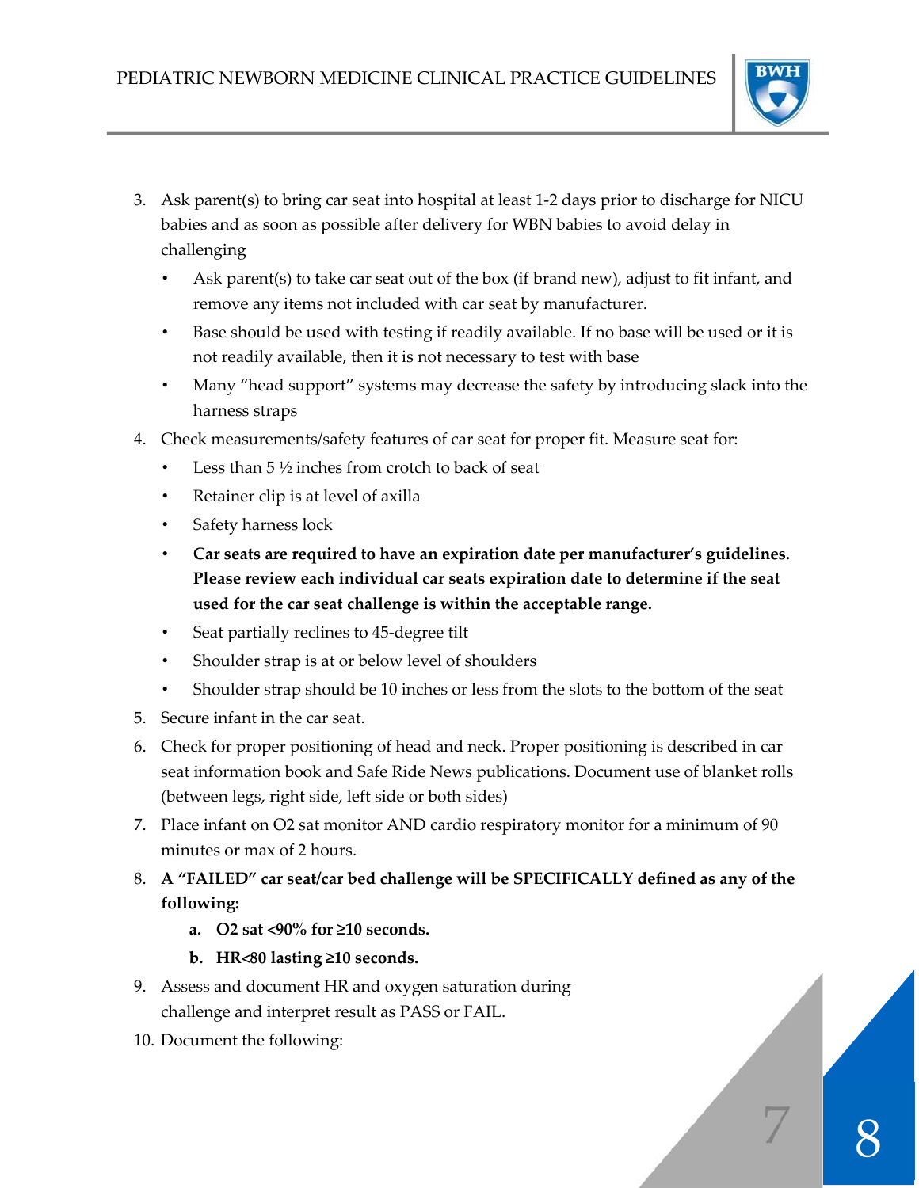3. Ask parent(s) to bring car seat into hospital at least 1-2 days prior to discharge for NICU babies and as soon as possible after delivery for WBN babies to avoid delay in challenging
   - Ask parent(s) to take car seat out of the box (if brand new), adjust to fit infant, and remove any items not included with car seat by manufacturer.
   - Base should be used with testing if readily available. If no base will be used or it is not readily available, then it is not necessary to test with base
   - Many "head support" systems may decrease the safety by introducing slack into the harness straps
4. Check measurements/safety features of car seat for proper fit. Measure seat for:
   - Less than 5 ½ inches from crotch to back of seat
   - Retainer clip is at level of axilla
   - Safety harness lock
   - **Car seats are required to have an expiration date per manufacturer's guidelines. Please review each individual car seats expiration date to determine if the seat used for the car seat challenge is within the acceptable range.**
   - Seat partially reclines to 45-degree tilt
   - Shoulder strap is at or below level of shoulders
   - Shoulder strap should be 10 inches or less from the slots to the bottom of the seat
5. Secure infant in the car seat.
6. Check for proper positioning of head and neck. Proper positioning is described in car seat information book and Safe Ride News publications. Document use of blanket rolls (between legs, right side, left side or both sides)
7. Place infant on O2 sat monitor AND cardio respiratory monitor for a minimum of 90 minutes or max of 2 hours.
8. **A "FAILED" car seat/car bed challenge will be SPECIFICALLY defined as any of the following:**
   a. **O2 sat <90% for ≥10 seconds.**
   b. **HR<80 lasting ≥10 seconds.**
9. Assess and document HR and oxygen saturation during challenge and interpret result as PASS or FAIL.
10. Document the following: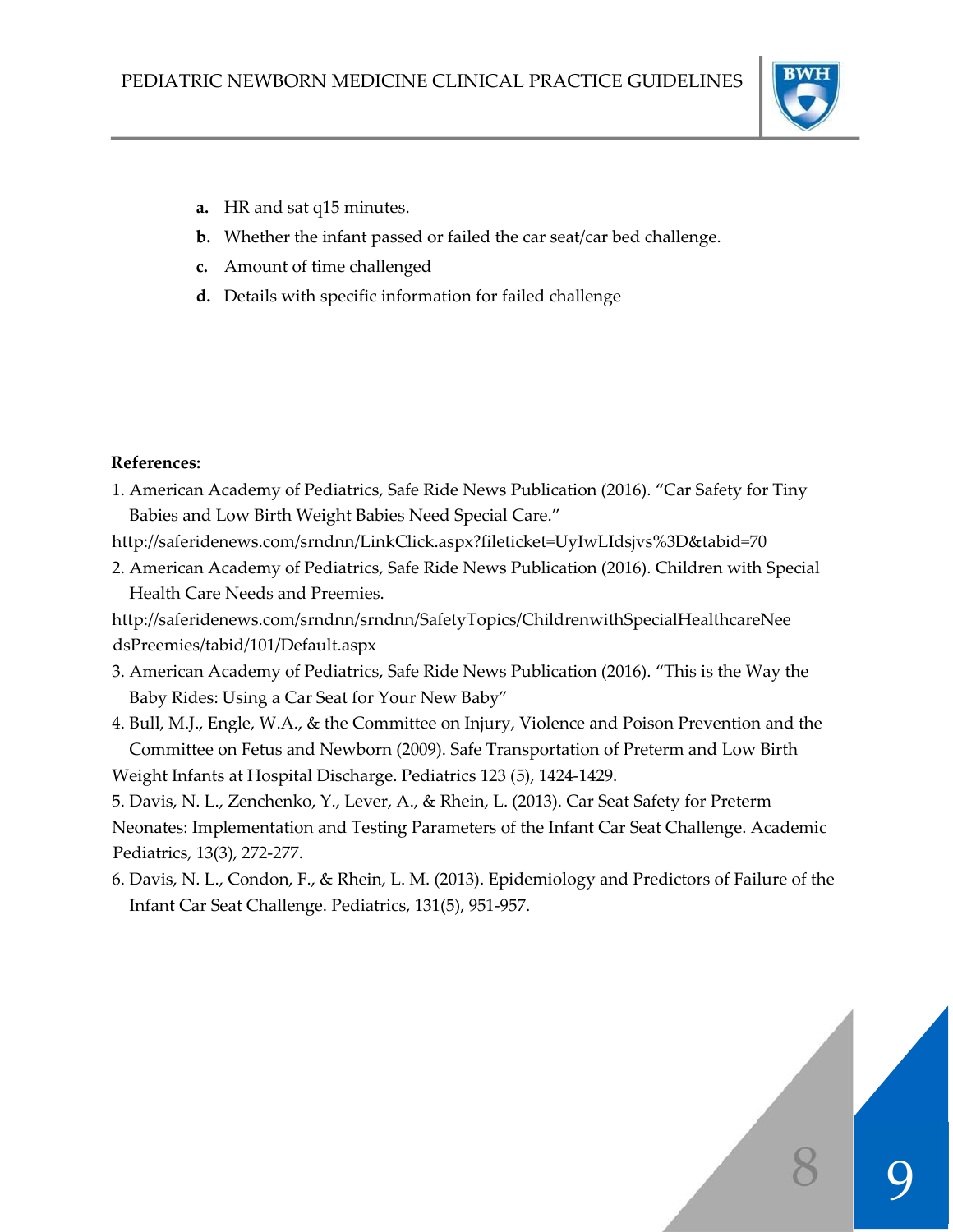a. HR and sat q15 minutes.
b. Whether the infant passed or failed the car seat/car bed challenge.
c. Amount of time challenged
d. Details with specific information for failed challenge

**References:**

1. American Academy of Pediatrics, Safe Ride News Publication (2016). "Car Safety for Tiny Babies and Low Birth Weight Babies Need Special Care." http://saferidenews.com/srndnn/LinkClick.aspx?fileticket=UyIwLIdsjvs%3D&tabid=70
2. American Academy of Pediatrics, Safe Ride News Publication (2016). Children with Special Health Care Needs and Preemies. http://saferidenews.com/srndnn/srndnn/SafetyTopics/ChildrenwithSpecialHealthcareNeedsPreemies/tabid/101/Default.aspx
3. American Academy of Pediatrics, Safe Ride News Publication (2016). "This is the Way the Baby Rides: Using a Car Seat for Your New Baby"
4. Bull, M.J., Engle, W.A., & the Committee on Injury, Violence and Poison Prevention and the Committee on Fetus and Newborn (2009). Safe Transportation of Preterm and Low Birth Weight Infants at Hospital Discharge. Pediatrics 123 (5), 1424-1429.
5. Davis, N. L., Zenchenko, Y., Lever, A., & Rhein, L. (2013). Car Seat Safety for Preterm Neonates: Implementation and Testing Parameters of the Infant Car Seat Challenge. Academic Pediatrics, 13(3), 272-277.
6. Davis, N. L., Condon, F., & Rhein, L. M. (2013). Epidemiology and Predictors of Failure of the Infant Car Seat Challenge. Pediatrics, 131(5), 951-957.